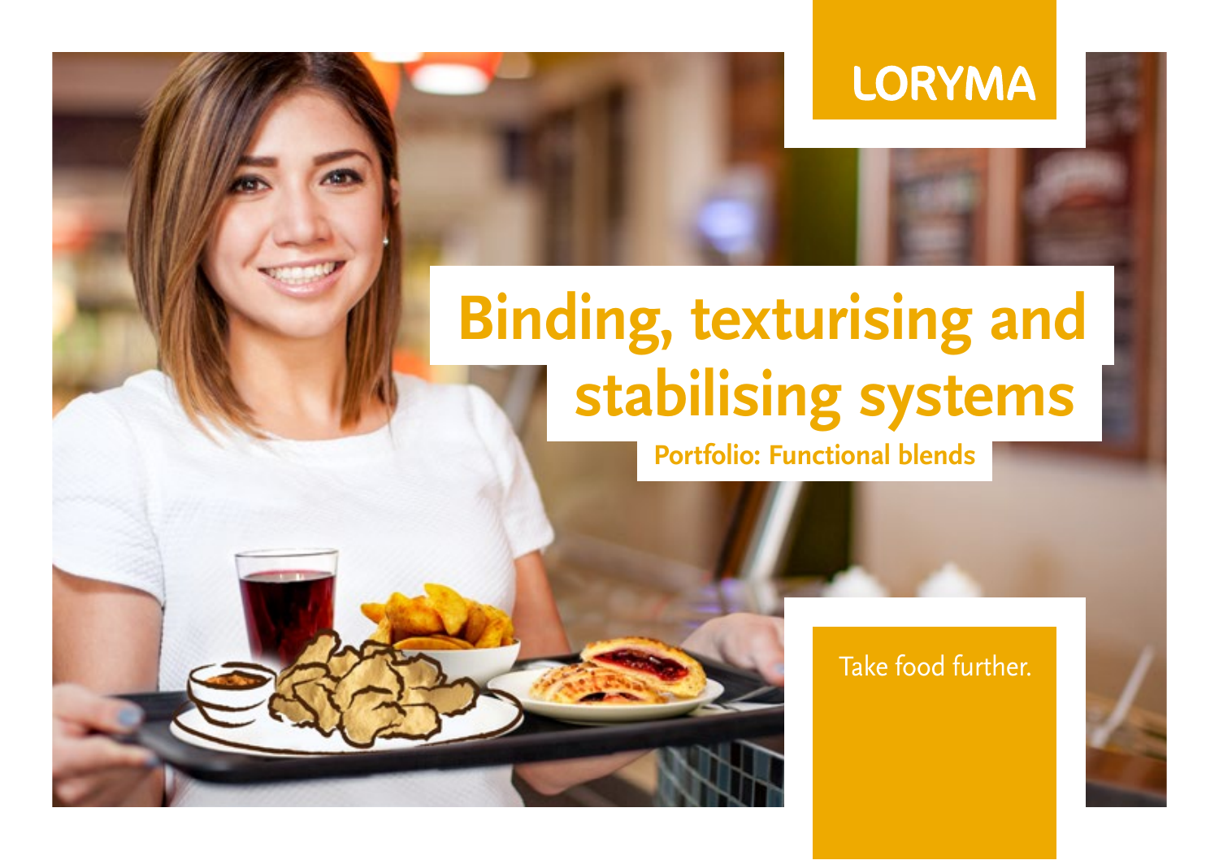LORYMA

# Binding, texturising and stabilising systems

## Portfolio: Functional blends

Take food further.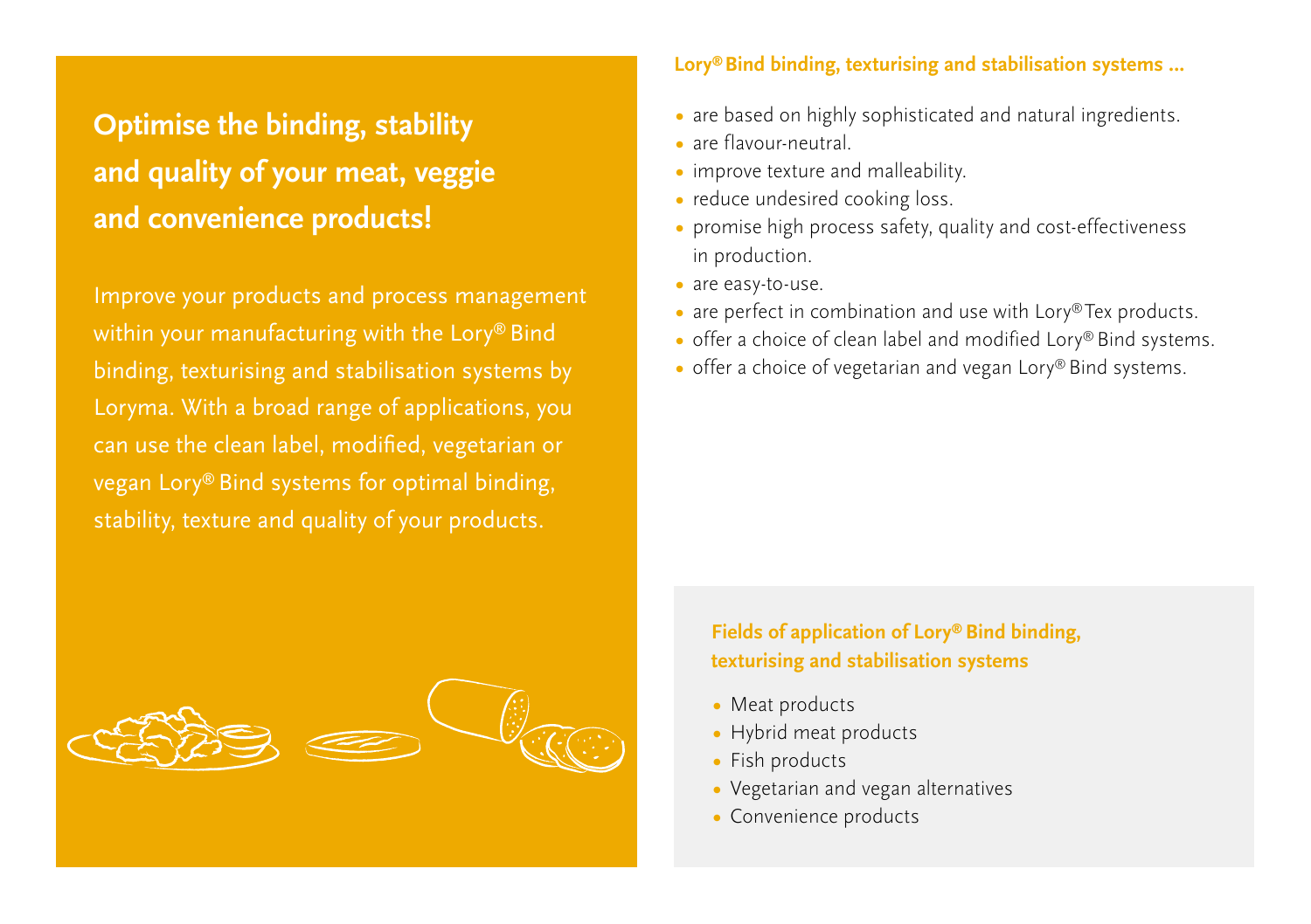## Optimise the binding, stability and quality of your meat, veggie and convenience products!

Improve your products and process management within your manufacturing with the Lory® Bind binding, texturising and stabilisation systems by Loryma. With a broad range of applications, you can use the clean label, modified, vegetarian or vegan Lory® Bind systems for optimal binding, stability, texture and quality of your products.

### Lory® Bind binding, texturising and stabilisation systems ...

- are based on highly sophisticated and natural ingredients.
- are flavour-neutral.
- improve texture and malleability.
- reduce undesired cooking loss.
- promise high process safety, quality and cost-effectiveness in production.
- are easy-to-use.
- are perfect in combination and use with Lory® Tex products.
- offer a choice of clean label and modified Lory® Bind systems.
- offer a choice of vegetarian and vegan Lory® Bind systems.

### Fields of application of Lory® Bind binding, texturising and stabilisation systems

- Meat products
- Hybrid meat products
- Fish products
- Vegetarian and vegan alternatives
- Convenience products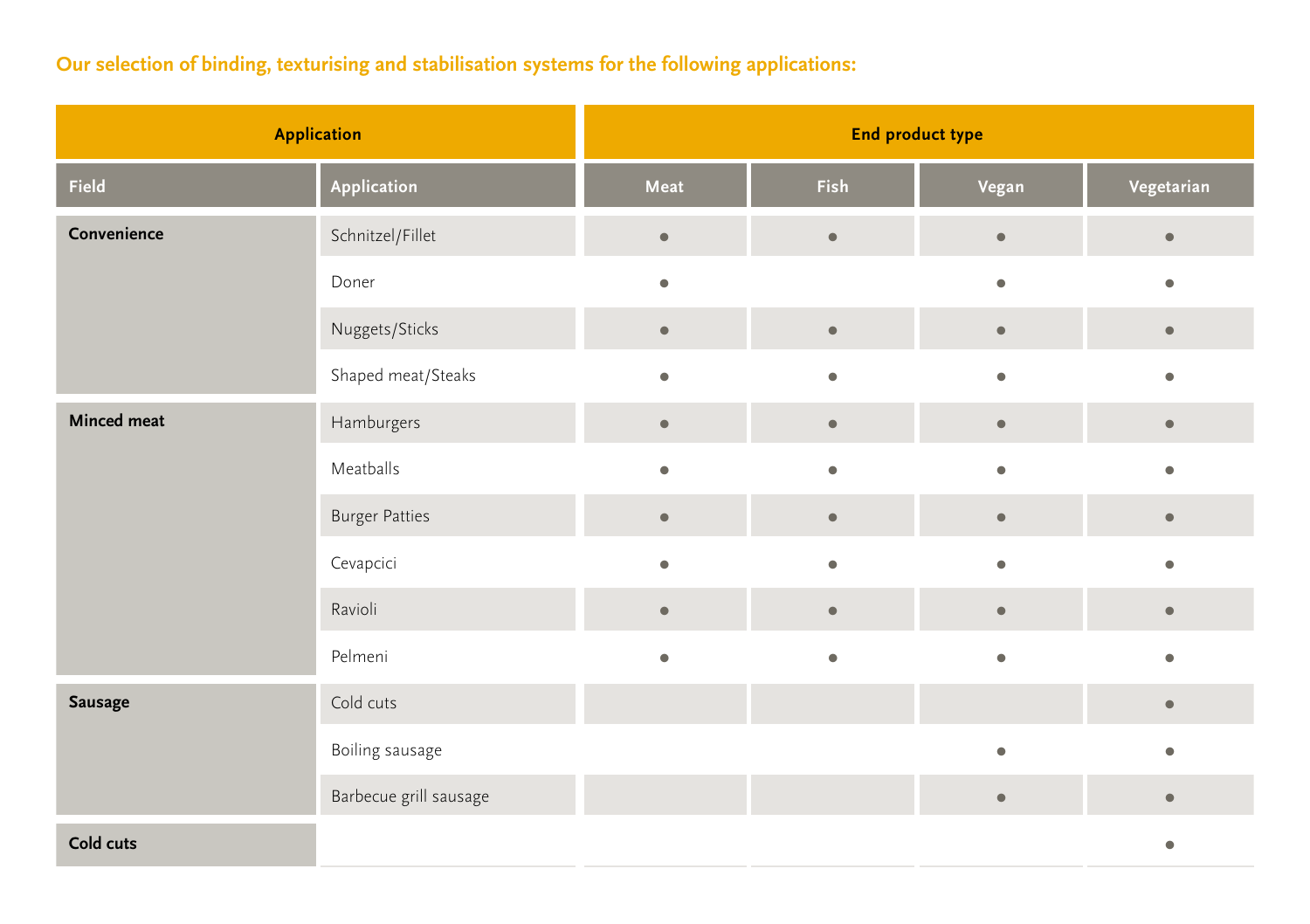## Our selection of binding, texturising and stabilisation systems for the following applications:

| Application | | End product type | | | |
|---|---|---|---|---|---|
| **Field** | **Application** | **Meat** | **Fish** | **Vegan** | **Vegetarian** |
| **Convenience** | Schnitzel/Fillet | ● | ● | ● | ● |
| | Doner | ● | | ● | ● |
| | Nuggets/Sticks | ● | ● | ● | ● |
| | Shaped meat/Steaks | ● | ● | ● | ● |
| **Minced meat** | Hamburgers | ● | ● | ● | ● |
| | Meatballs | ● | ● | ● | ● |
| | Burger Patties | ● | ● | ● | ● |
| | Cevapcici | ● | ● | ● | ● |
| | Ravioli | ● | ● | ● | ● |
| | Pelmeni | ● | ● | ● | ● |
| **Sausage** | Cold cuts | | | | ● |
| | Boiling sausage | | | ● | ● |
| | Barbecue grill sausage | | | ● | ● |
| **Cold cuts** | | | | | ● |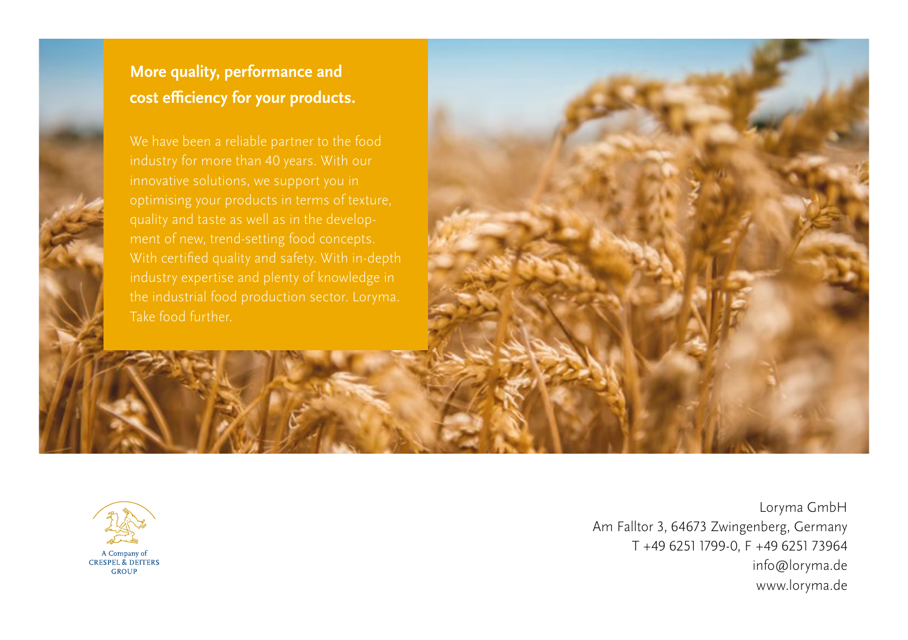## More quality, performance and cost efficiency for your products.

We have been a reliable partner to the food industry for more than 40 years. With our innovative solutions, we support you in optimising your products in terms of texture, quality and taste as well as in the development of new, trend-setting food concepts. With certified quality and safety. With in-depth industry expertise and plenty of knowledge in the industrial food production sector. Loryma. Take food further.

A Company of
CRESPEL & DEITERS
GROUP

Loryma GmbH
Am Falltor 3, 64673 Zwingenberg, Germany
T +49 6251 1799-0, F +49 6251 73964
info@loryma.de
www.loryma.de